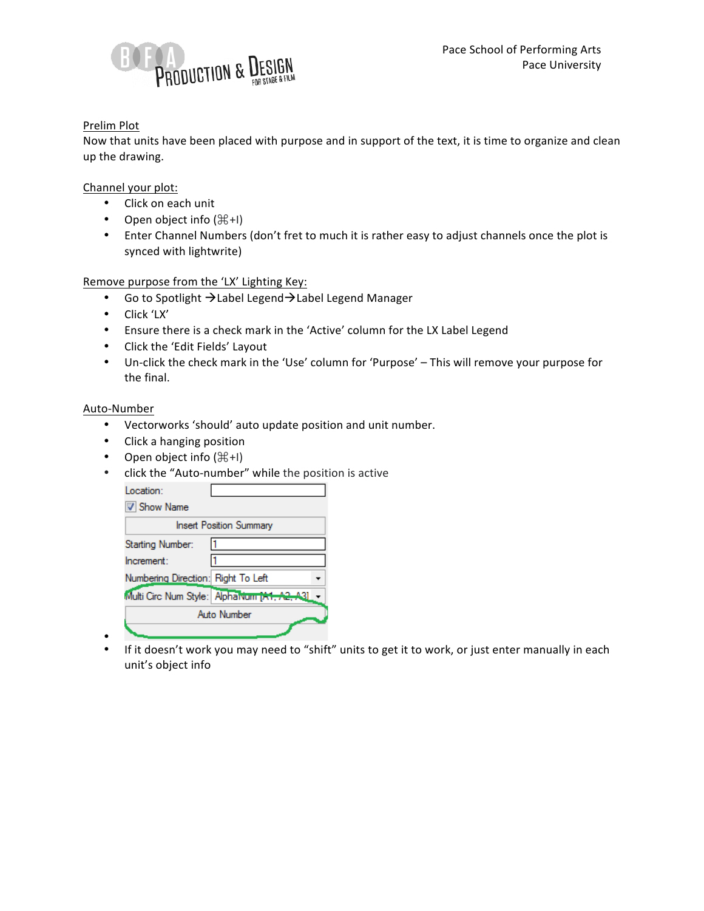Pace School of Performing Arts
Pace University

Prelim Plot

Now that units have been placed with purpose and in support of the text, it is time to organize and clean up the drawing.

Channel your plot:

- Click on each unit
- Open object info (⌘+I)
- Enter Channel Numbers (don't fret to much it is rather easy to adjust channels once the plot is synced with lightwrite)

Remove purpose from the 'LX' Lighting Key:

- Go to Spotlight →Label Legend→Label Legend Manager
- Click 'LX'
- Ensure there is a check mark in the 'Active' column for the LX Label Legend
- Click the 'Edit Fields' Layout
- Un-click the check mark in the 'Use' column for 'Purpose' – This will remove your purpose for the final.

Auto-Number

- Vectorworks 'should' auto update position and unit number.
- Click a hanging position
- Open object info (⌘+I)
- click the "Auto-number" while the position is active

| | |
|---|---|
| Location: | |
| ☑ Show Name | |
| Insert Position Summary | |
| Starting Number: | 1 |
| Increment: | 1 |
| Numbering Direction: | Right To Left |
| Multi Circ Num Style: | AlphaNum [A1, A2, A3] |
| Auto Number | |

-
- If it doesn't work you may need to "shift" units to get it to work, or just enter manually in each unit's object info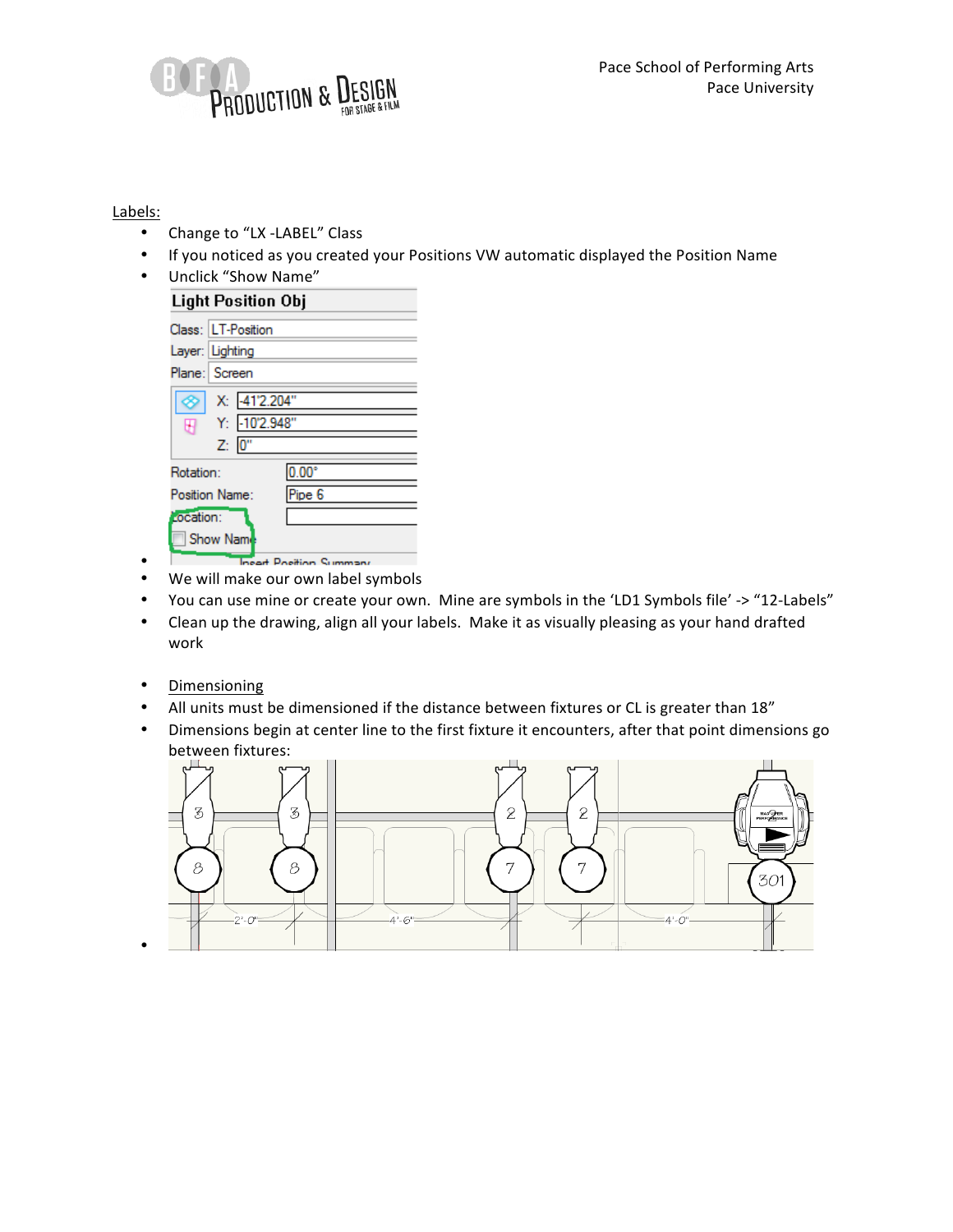Labels:

- Change to "LX -LABEL" Class
- If you noticed as you created your Positions VW automatic displayed the Position Name
- Unclick "Show Name"
- 
- We will make our own label symbols
- You can use mine or create your own. Mine are symbols in the 'LD1 Symbols file' -> "12-Labels"
- Clean up the drawing, align all your labels. Make it as visually pleasing as your hand drafted work

- Dimensioning
- All units must be dimensioned if the distance between fixtures or CL is greater than 18"
- Dimensions begin at center line to the first fixture it encounters, after that point dimensions go between fixtures:
-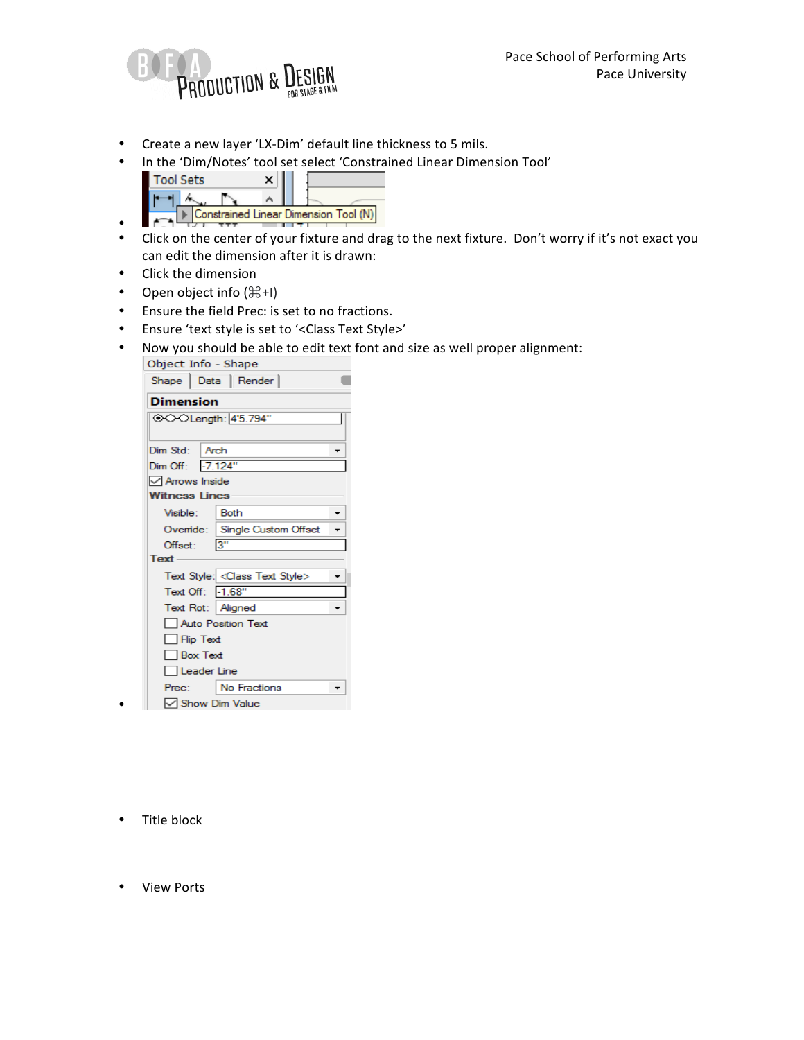- Create a new layer 'LX-Dim' default line thickness to 5 mils.
- In the 'Dim/Notes' tool set select 'Constrained Linear Dimension Tool'
- 
- Click on the center of your fixture and drag to the next fixture. Don't worry if it's not exact you can edit the dimension after it is drawn:
- Click the dimension
- Open object info (⌘+I)
- Ensure the field Prec: is set to no fractions.
- Ensure 'text style is set to '<Class Text Style>'
- Now you should be able to edit text font and size as well proper alignment:
- 

- Title block

- View Ports